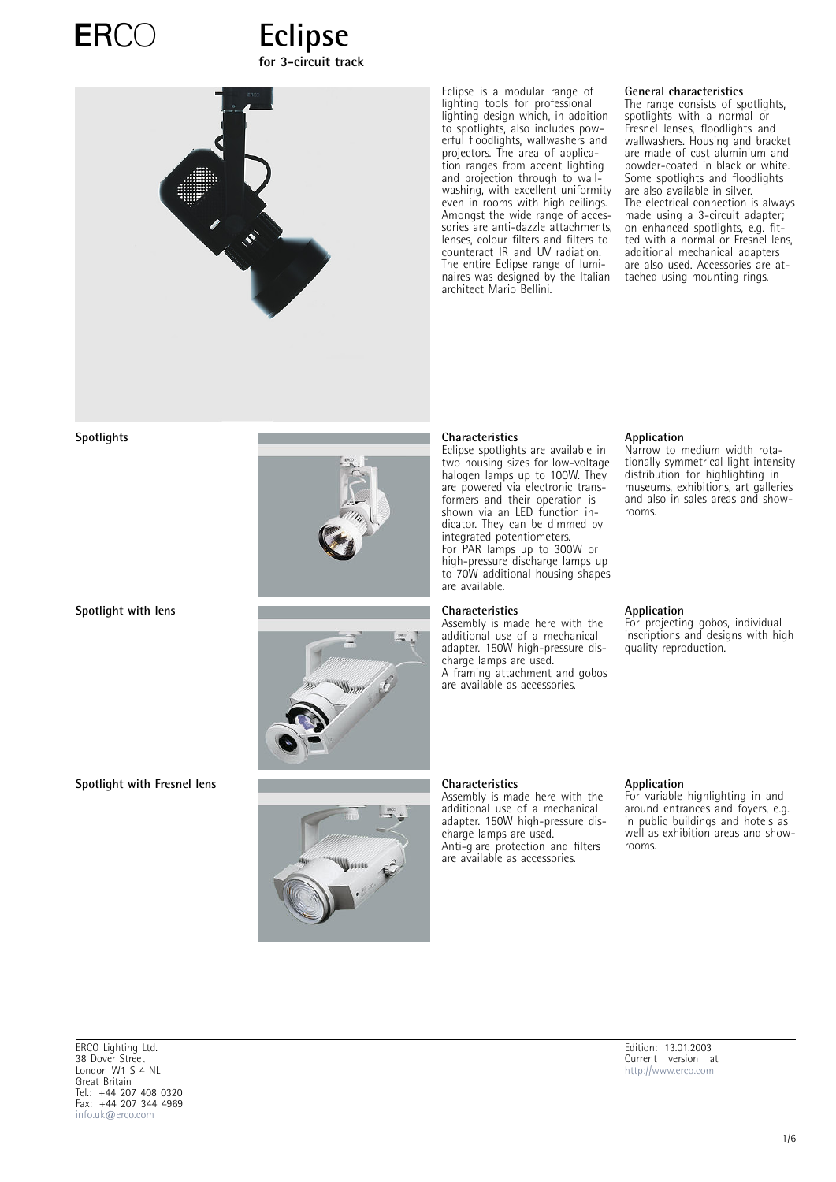# ERCO

# Eclipse

**for 3-circuit track**

Eclipse is a modular range of lighting tools for professional lighting design which, in addition to spotlights, also includes powerful floodlights, wallwashers and projectors. The area of application ranges from accent lighting and projection through to wallwashing, with excellent uniformity even in rooms with high ceilings. Amongst the wide range of accessories are anti-dazzle attachments, lenses, colour filters and filters to counteract IR and UV radiation. The entire Eclipse range of luminaires was designed by the Italian architect Mario Bellini.

### General characteristics

The range consists of spotlights, spotlights with a normal or Fresnel lenses, floodlights and wallwashers. Housing and bracket are made of cast aluminium and powder-coated in black or white. Some spotlights and floodlights are also available in silver.
The electrical connection is always made using a 3-circuit adapter; on enhanced spotlights, e.g. fitted with a normal or Fresnel lens, additional mechanical adapters are also used. Accessories are attached using mounting rings.

## Spotlights

### Characteristics

Eclipse spotlights are available in two housing sizes for low-voltage halogen lamps up to 100W. They are powered via electronic transformers and their operation is shown via an LED function indicator. They can be dimmed by integrated potentiometers.
For PAR lamps up to 300W or high-pressure discharge lamps up to 70W additional housing shapes are available.

### Application

Narrow to medium width rotationally symmetrical light intensity distribution for highlighting in museums, exhibitions, art galleries and also in sales areas and showrooms.

## Spotlight with lens

### Characteristics

Assembly is made here with the additional use of a mechanical adapter. 150W high-pressure discharge lamps are used.
A framing attachment and gobos are available as accessories.

### Application

For projecting gobos, individual inscriptions and designs with high quality reproduction.

## Spotlight with Fresnel lens

### Characteristics

Assembly is made here with the additional use of a mechanical adapter. 150W high-pressure discharge lamps are used.
Anti-glare protection and filters are available as accessories.

### Application

For variable highlighting in and around entrances and foyers, e.g. in public buildings and hotels as well as exhibition areas and showrooms.

ERCO Lighting Ltd.
38 Dover Street
London W1 S 4 NL
Great Britain
Tel.: +44 207 408 0320
Fax: +44 207 344 4969
info.uk@erco.com

Edition: 13.01.2003
Current version at
http://www.erco.com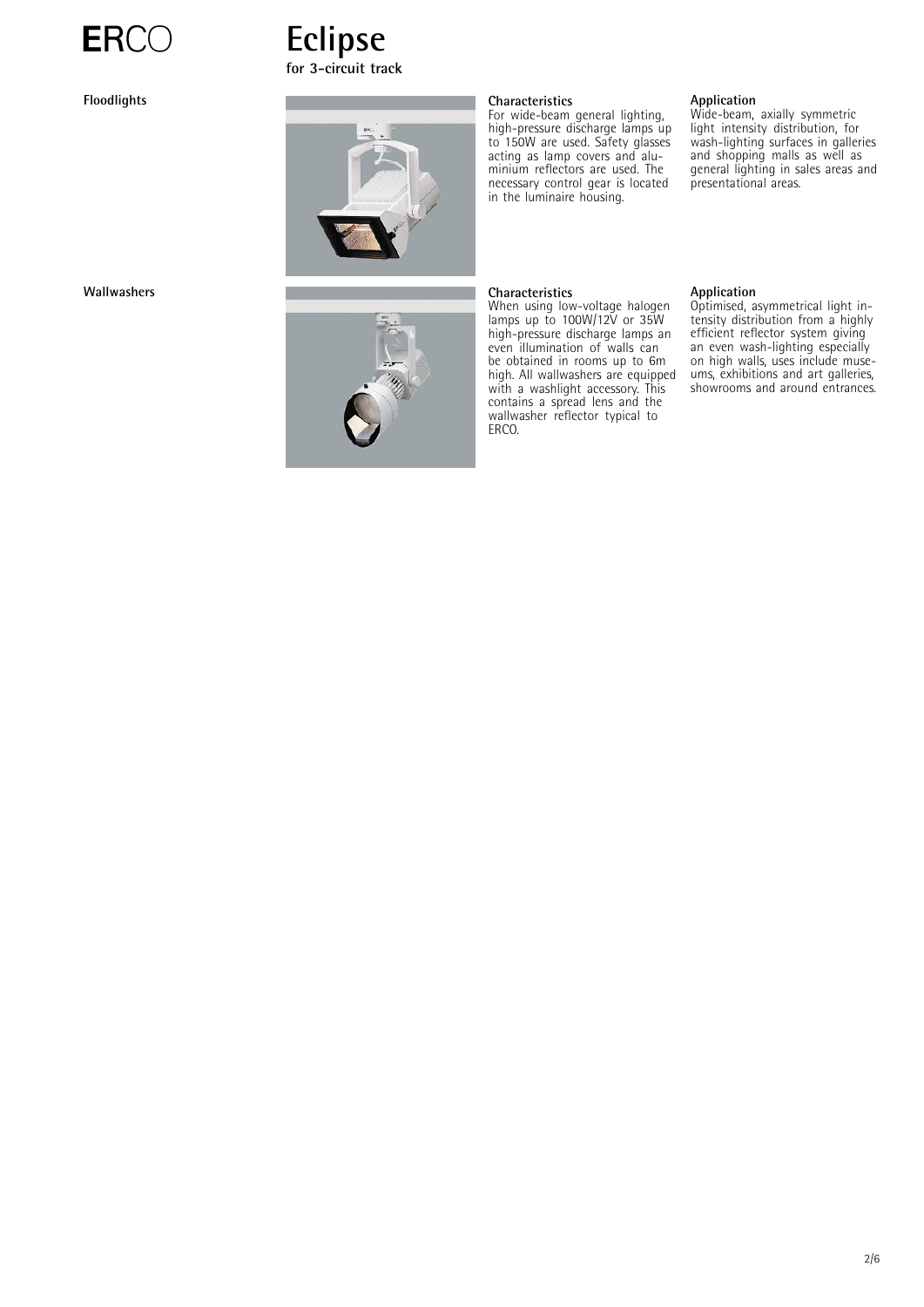# Eclipse

**for 3-circuit track**

## Floodlights

### Characteristics

For wide-beam general lighting, high-pressure discharge lamps up to 150W are used. Safety glasses acting as lamp covers and aluminium reflectors are used. The necessary control gear is located in the luminaire housing.

### Application

Wide-beam, axially symmetric light intensity distribution, for wash-lighting surfaces in galleries and shopping malls as well as general lighting in sales areas and presentational areas.

## Wallwashers

### Characteristics

When using low-voltage halogen lamps up to 100W/12V or 35W high-pressure discharge lamps an even illumination of walls can be obtained in rooms up to 6m high. All wallwashers are equipped with a washlight accessory. This contains a spread lens and the wallwasher reflector typical to ERCO.

### Application

Optimised, asymmetrical light intensity distribution from a highly efficient reflector system giving an even wash-lighting especially on high walls, uses include museums, exhibitions and art galleries, showrooms and around entrances.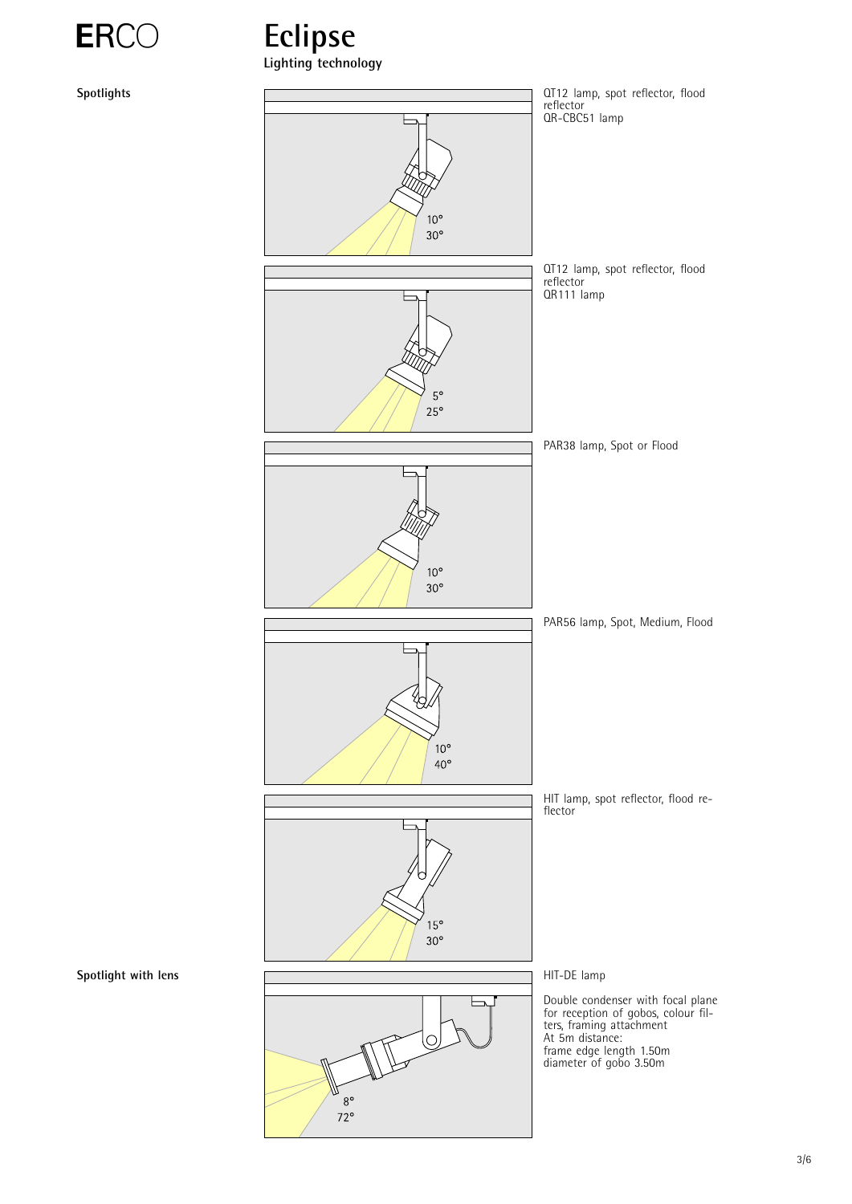# Eclipse

**Lighting technology**

**Spotlights**

10°
30°

QT12 lamp, spot reflector, flood reflector
QR-CBC51 lamp

5°
25°

QT12 lamp, spot reflector, flood reflector
QR111 lamp

10°
30°

PAR38 lamp, Spot or Flood

10°
40°

PAR56 lamp, Spot, Medium, Flood

15°
30°

HIT lamp, spot reflector, flood reflector

**Spotlight with lens**

8°
72°

HIT-DE lamp

Double condenser with focal plane for reception of gobos, colour filters, framing attachment
At 5m distance:
frame edge length 1.50m
diameter of gobo 3.50m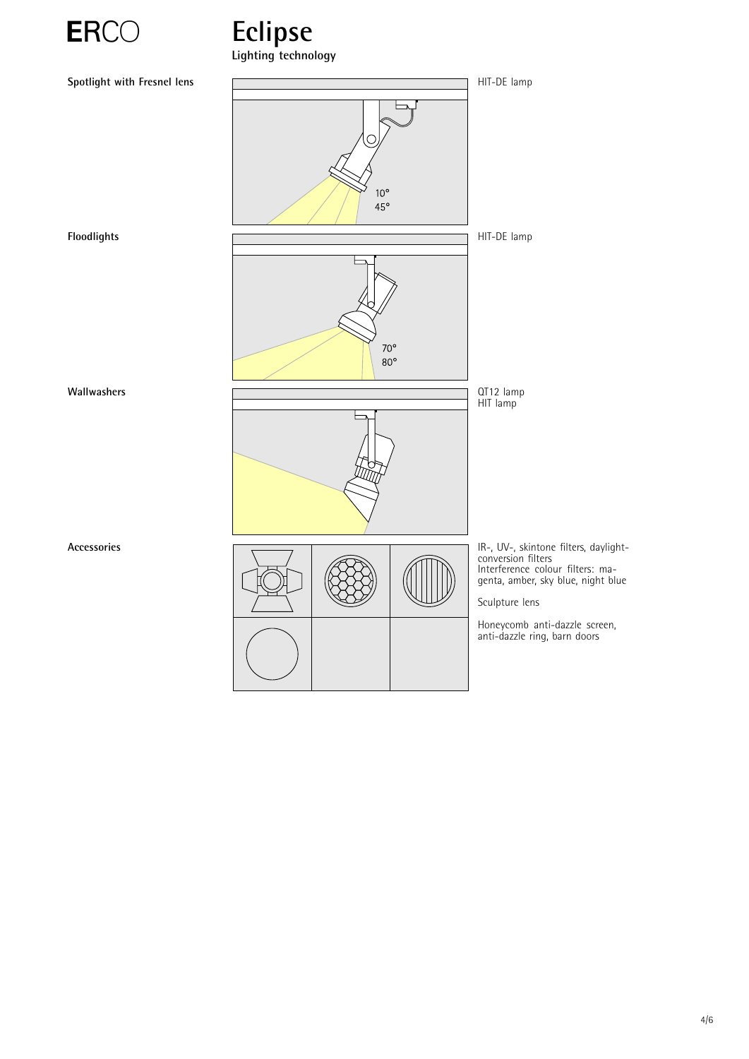# ERCO

# Eclipse

## Lighting technology

**Spotlight with Fresnel lens**

10°
45°

HIT-DE lamp

**Floodlights**

70°
80°

HIT-DE lamp

**Wallwashers**

QT12 lamp
HIT lamp

**Accessories**

IR-, UV-, skintone filters, daylight-conversion filters
Interference colour filters: magenta, amber, sky blue, night blue

Sculpture lens

Honeycomb anti-dazzle screen, anti-dazzle ring, barn doors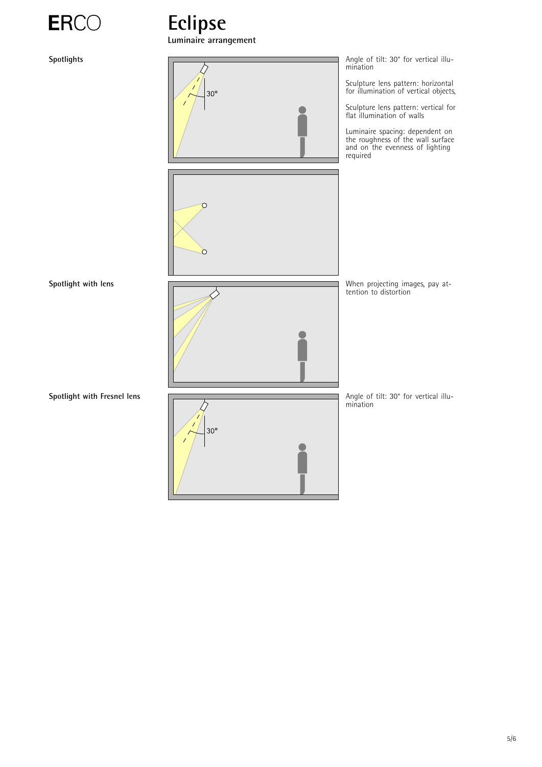# Eclipse

## Luminaire arrangement

### Spotlights

Angle of tilt: 30° for vertical illumination

Sculpture lens pattern: horizontal for illumination of vertical objects,

Sculpture lens pattern: vertical for flat illumination of walls

Luminaire spacing: dependent on the roughness of the wall surface and on the evenness of lighting required

### Spotlight with lens

When projecting images, pay attention to distortion

### Spotlight with Fresnel lens

Angle of tilt: 30° for vertical illumination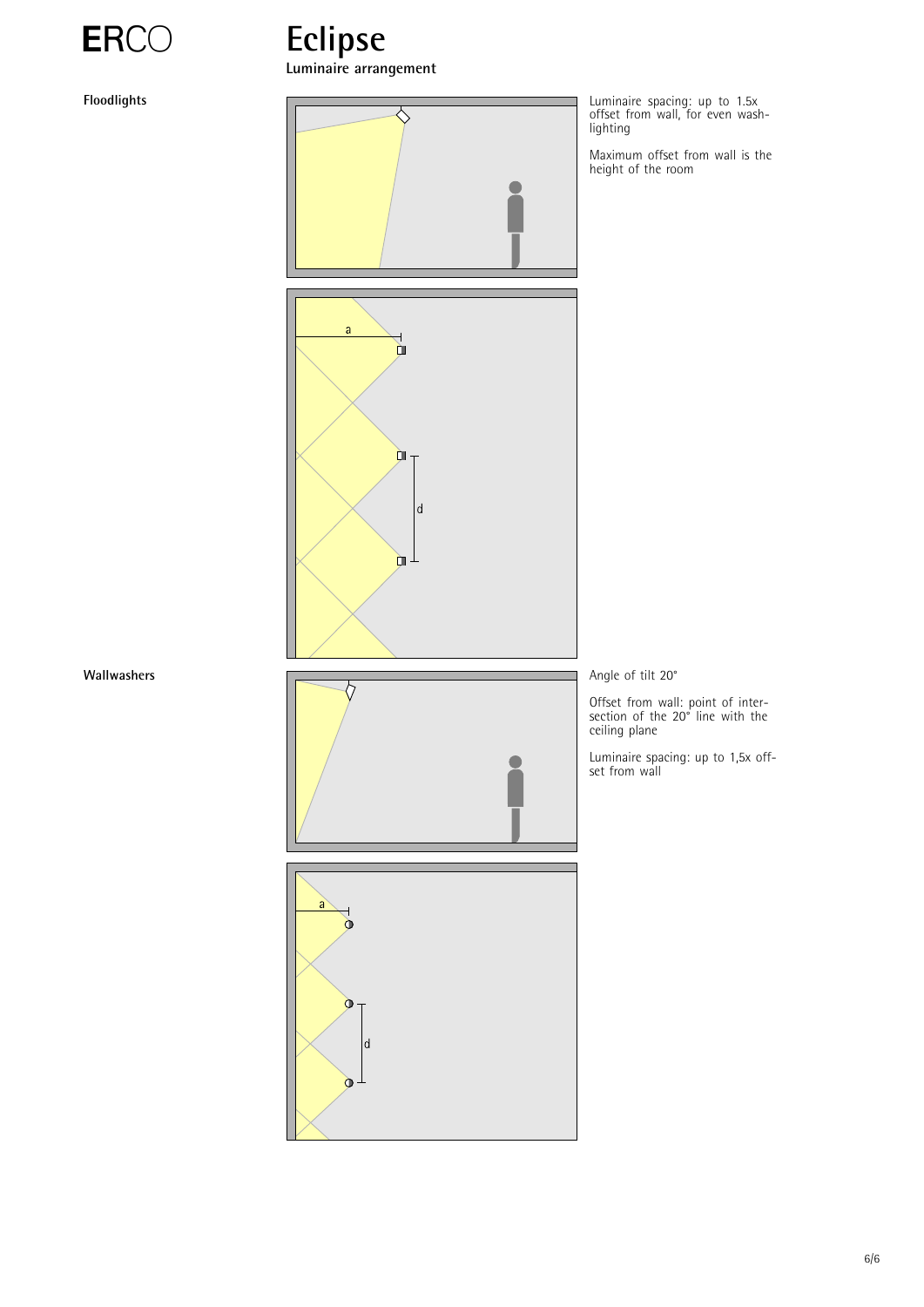ERCO

# Eclipse

**Luminaire arrangement**

**Floodlights**

a

d

Luminaire spacing: up to 1.5x offset from wall, for even wash-lighting

Maximum offset from wall is the height of the room

**Wallwashers**

a

d

Angle of tilt 20°

Offset from wall: point of intersection of the 20° line with the ceiling plane

Luminaire spacing: up to 1,5x offset from wall